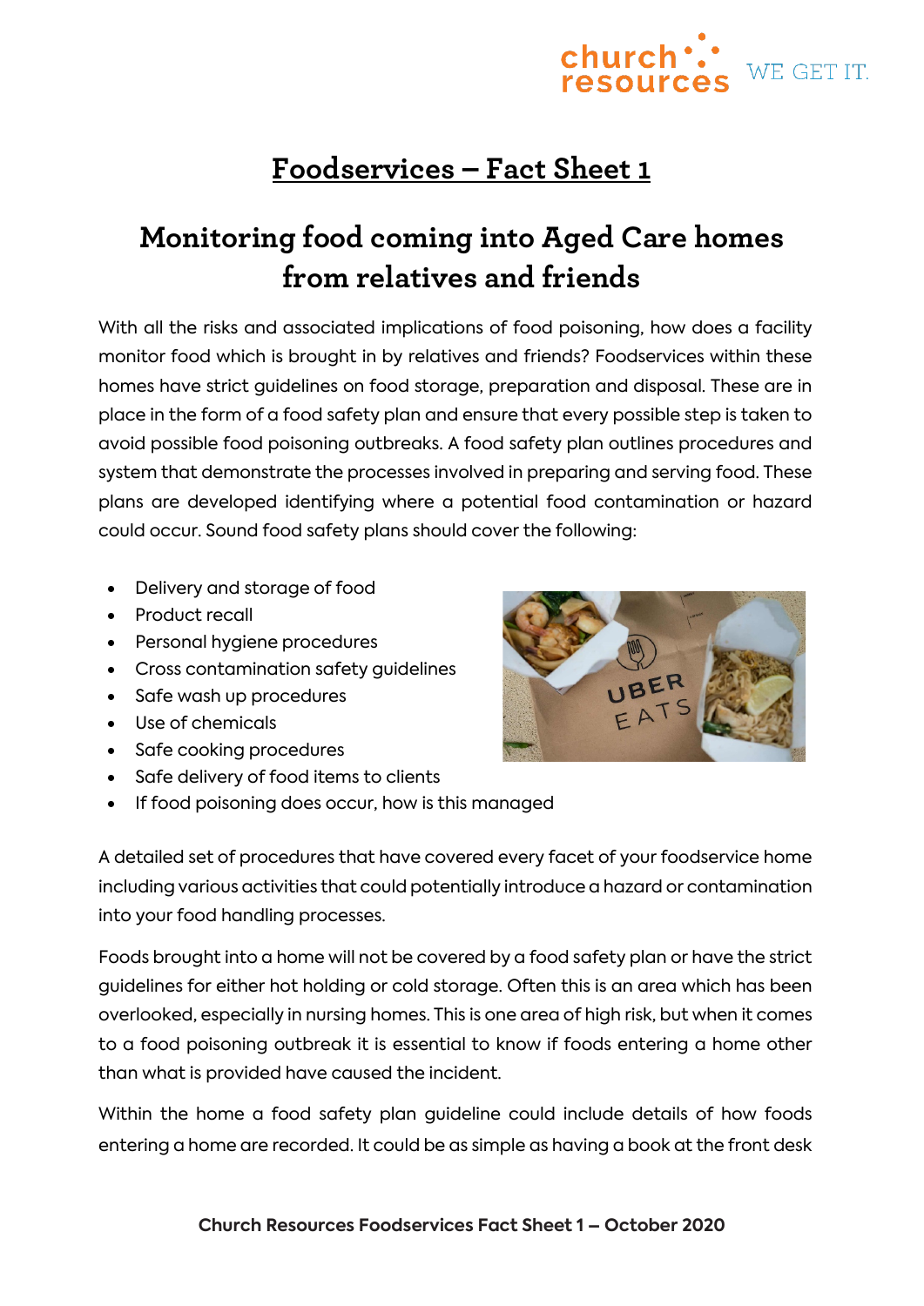# Foodservices – Fact Sheet 1

## Monitoring food coming into Aged Care homes from relatives and friends

With all the risks and associated implications of food poisoning, how does a facility monitor food which is brought in by relatives and friends? Foodservices within these homes have strict guidelines on food storage, preparation and disposal. These are in place in the form of a food safety plan and ensure that every possible step is taken to avoid possible food poisoning outbreaks. A food safety plan outlines procedures and system that demonstrate the processes involved in preparing and serving food. These plans are developed identifying where a potential food contamination or hazard could occur. Sound food safety plans should cover the following:

- Delivery and storage of food
- Product recall
- Personal hygiene procedures
- Cross contamination safety guidelines
- Safe wash up procedures
- Use of chemicals
- Safe cooking procedures
- Safe delivery of food items to clients
- If food poisoning does occur, how is this managed

A detailed set of procedures that have covered every facet of your foodservice home including various activities that could potentially introduce a hazard or contamination into your food handling processes.

Foods brought into a home will not be covered by a food safety plan or have the strict guidelines for either hot holding or cold storage. Often this is an area which has been overlooked, especially in nursing homes. This is one area of high risk, but when it comes to a food poisoning outbreak it is essential to know if foods entering a home other than what is provided have caused the incident.

Within the home a food safety plan guideline could include details of how foods entering a home are recorded. It could be as simple as having a book at the front desk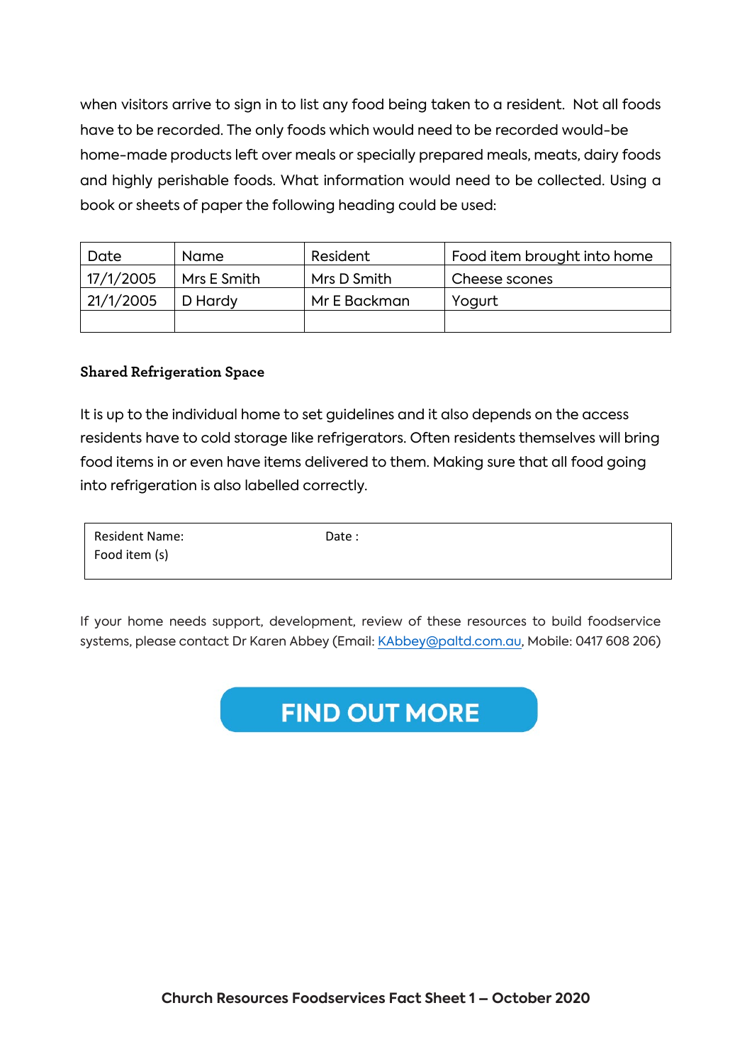when visitors arrive to sign in to list any food being taken to a resident. Not all foods have to be recorded. The only foods which would need to be recorded would-be home-made products left over meals or specially prepared meals, meats, dairy foods and highly perishable foods. What information would need to be collected. Using a book or sheets of paper the following heading could be used:

| Date | Name | Resident | Food item brought into home |
|---|---|---|---|
| 17/1/2005 | Mrs E Smith | Mrs D Smith | Cheese scones |
| 21/1/2005 | D Hardy | Mr E Backman | Yogurt |
| | | | |

**Shared Refrigeration Space**

It is up to the individual home to set guidelines and it also depends on the access residents have to cold storage like refrigerators. Often residents themselves will bring food items in or even have items delivered to them. Making sure that all food going into refrigeration is also labelled correctly.

| | |
|---|---|
| Resident Name:<br>Food item (s) | Date : |

If your home needs support, development, review of these resources to build foodservice systems, please contact Dr Karen Abbey (Email: KAbbey@paltd.com.au, Mobile: 0417 608 206)

FIND OUT MORE

Church Resources Foodservices Fact Sheet 1 – October 2020